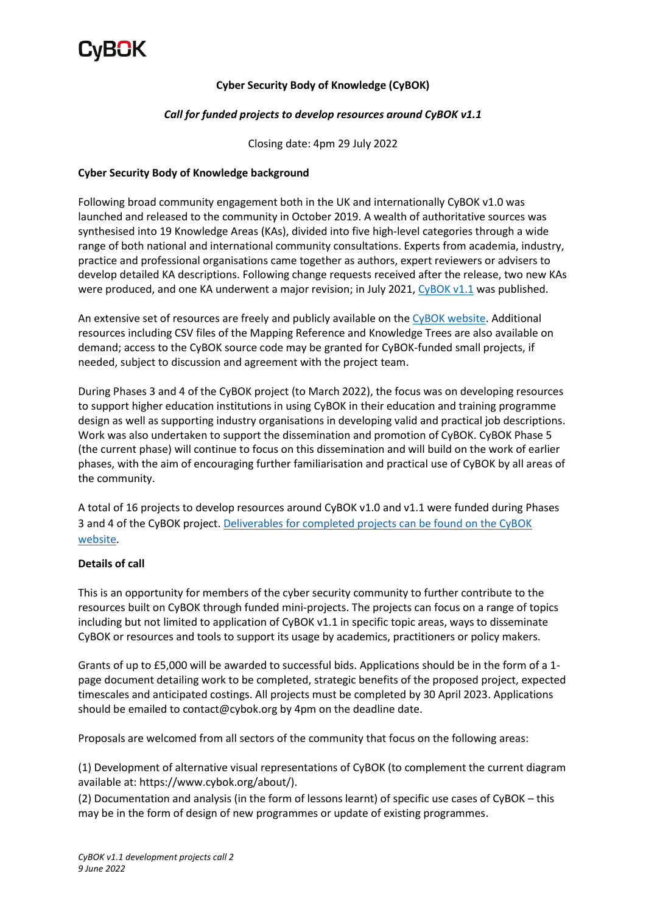CyBOK

**Cyber Security Body of Knowledge (CyBOK)**

***Call for funded projects to develop resources around CyBOK v1.1***

Closing date: 4pm 29 July 2022

**Cyber Security Body of Knowledge background**

Following broad community engagement both in the UK and internationally CyBOK v1.0 was launched and released to the community in October 2019. A wealth of authoritative sources was synthesised into 19 Knowledge Areas (KAs), divided into five high-level categories through a wide range of both national and international community consultations. Experts from academia, industry, practice and professional organisations came together as authors, expert reviewers or advisers to develop detailed KA descriptions. Following change requests received after the release, two new KAs were produced, and one KA underwent a major revision; in July 2021, CyBOK v1.1 was published.

An extensive set of resources are freely and publicly available on the CyBOK website. Additional resources including CSV files of the Mapping Reference and Knowledge Trees are also available on demand; access to the CyBOK source code may be granted for CyBOK-funded small projects, if needed, subject to discussion and agreement with the project team.

During Phases 3 and 4 of the CyBOK project (to March 2022), the focus was on developing resources to support higher education institutions in using CyBOK in their education and training programme design as well as supporting industry organisations in developing valid and practical job descriptions. Work was also undertaken to support the dissemination and promotion of CyBOK. CyBOK Phase 5 (the current phase) will continue to focus on this dissemination and will build on the work of earlier phases, with the aim of encouraging further familiarisation and practical use of CyBOK by all areas of the community.

A total of 16 projects to develop resources around CyBOK v1.0 and v1.1 were funded during Phases 3 and 4 of the CyBOK project. Deliverables for completed projects can be found on the CyBOK website.

**Details of call**

This is an opportunity for members of the cyber security community to further contribute to the resources built on CyBOK through funded mini-projects. The projects can focus on a range of topics including but not limited to application of CyBOK v1.1 in specific topic areas, ways to disseminate CyBOK or resources and tools to support its usage by academics, practitioners or policy makers.

Grants of up to £5,000 will be awarded to successful bids. Applications should be in the form of a 1-page document detailing work to be completed, strategic benefits of the proposed project, expected timescales and anticipated costings. All projects must be completed by 30 April 2023. Applications should be emailed to contact@cybok.org by 4pm on the deadline date.

Proposals are welcomed from all sectors of the community that focus on the following areas:

(1) Development of alternative visual representations of CyBOK (to complement the current diagram available at: https://www.cybok.org/about/).
(2) Documentation and analysis (in the form of lessons learnt) of specific use cases of CyBOK – this may be in the form of design of new programmes or update of existing programmes.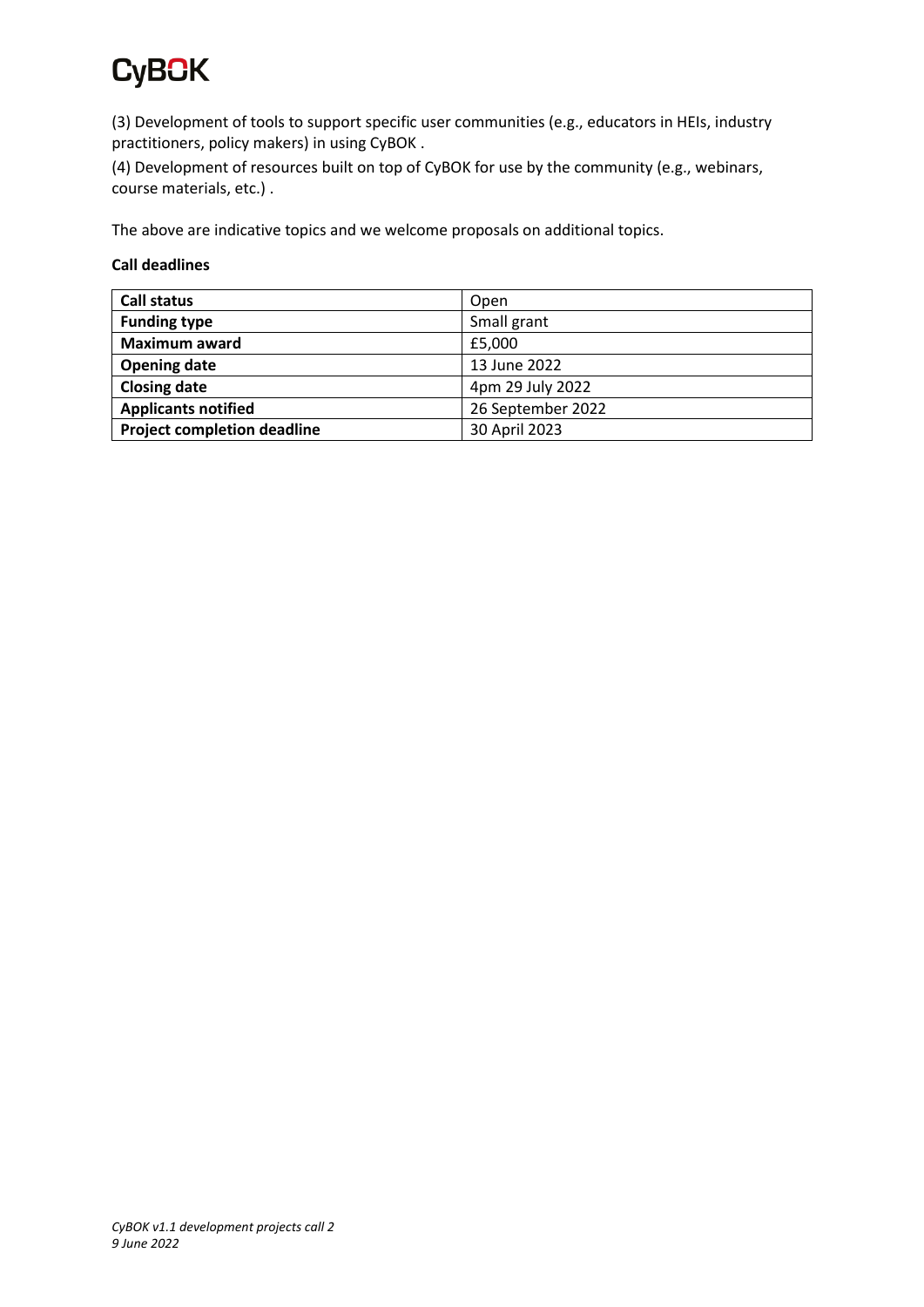(3) Development of tools to support specific user communities (e.g., educators in HEIs, industry practitioners, policy makers) in using CyBOK .

(4) Development of resources built on top of CyBOK for use by the community (e.g., webinars, course materials, etc.) .

The above are indicative topics and we welcome proposals on additional topics.

**Call deadlines**

| | |
|---|---|
| **Call status** | Open |
| **Funding type** | Small grant |
| **Maximum award** | £5,000 |
| **Opening date** | 13 June 2022 |
| **Closing date** | 4pm 29 July 2022 |
| **Applicants notified** | 26 September 2022 |
| **Project completion deadline** | 30 April 2023 |